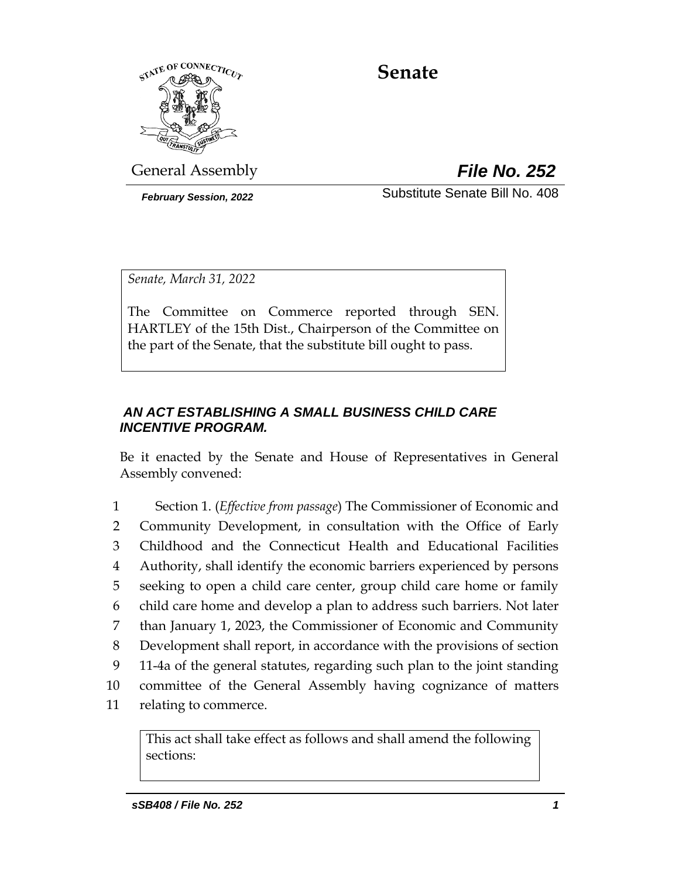# Senate

General Assembly

***File No. 252***

***February Session, 2022***

Substitute Senate Bill No. 408

*Senate, March 31, 2022*

The Committee on Commerce reported through SEN. HARTLEY of the 15th Dist., Chairperson of the Committee on the part of the Senate, that the substitute bill ought to pass.

***AN ACT ESTABLISHING A SMALL BUSINESS CHILD CARE INCENTIVE PROGRAM.***

Be it enacted by the Senate and House of Representatives in General Assembly convened:

1 Section 1. (*Effective from passage*) The Commissioner of Economic and
2 Community Development, in consultation with the Office of Early
3 Childhood and the Connecticut Health and Educational Facilities
4 Authority, shall identify the economic barriers experienced by persons
5 seeking to open a child care center, group child care home or family
6 child care home and develop a plan to address such barriers. Not later
7 than January 1, 2023, the Commissioner of Economic and Community
8 Development shall report, in accordance with the provisions of section
9 11-4a of the general statutes, regarding such plan to the joint standing
10 committee of the General Assembly having cognizance of matters
11 relating to commerce.

| This act shall take effect as follows and shall amend the following sections: |
| --- |
| |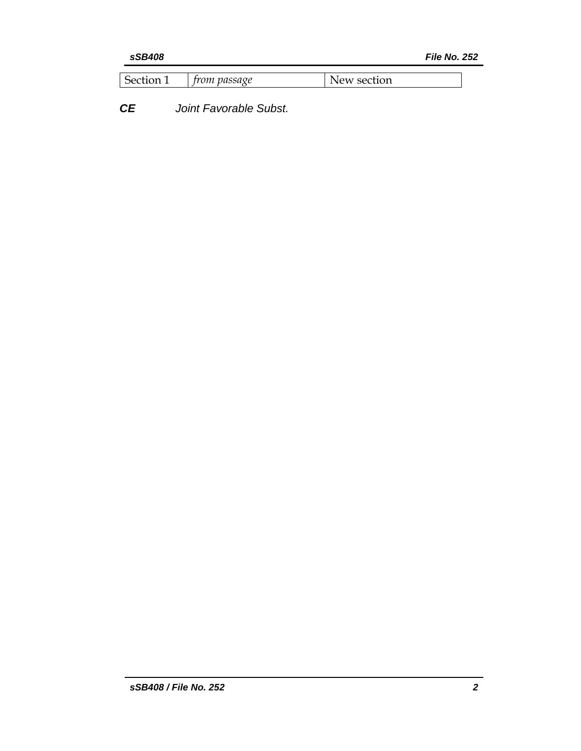| Section 1 | *from passage* | New section |
|---|---|---|

***CE*** *Joint Favorable Subst.*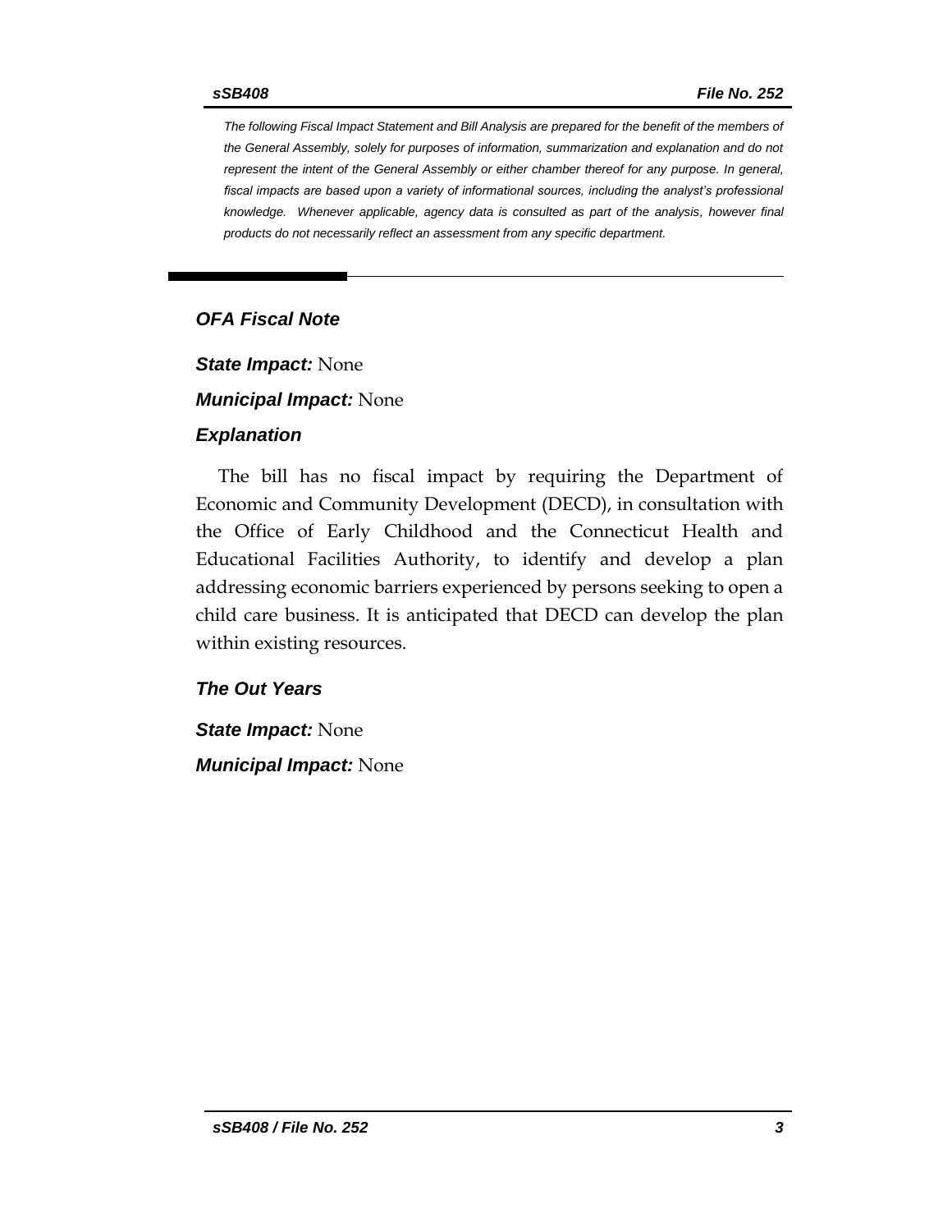*The following Fiscal Impact Statement and Bill Analysis are prepared for the benefit of the members of the General Assembly, solely for purposes of information, summarization and explanation and do not represent the intent of the General Assembly or either chamber thereof for any purpose. In general, fiscal impacts are based upon a variety of informational sources, including the analyst's professional knowledge. Whenever applicable, agency data is consulted as part of the analysis, however final products do not necessarily reflect an assessment from any specific department.*

---

## *OFA Fiscal Note*

***State Impact:*** None

***Municipal Impact:*** None

### *Explanation*

The bill has no fiscal impact by requiring the Department of Economic and Community Development (DECD), in consultation with the Office of Early Childhood and the Connecticut Health and Educational Facilities Authority, to identify and develop a plan addressing economic barriers experienced by persons seeking to open a child care business. It is anticipated that DECD can develop the plan within existing resources.

### *The Out Years*

***State Impact:*** None

***Municipal Impact:*** None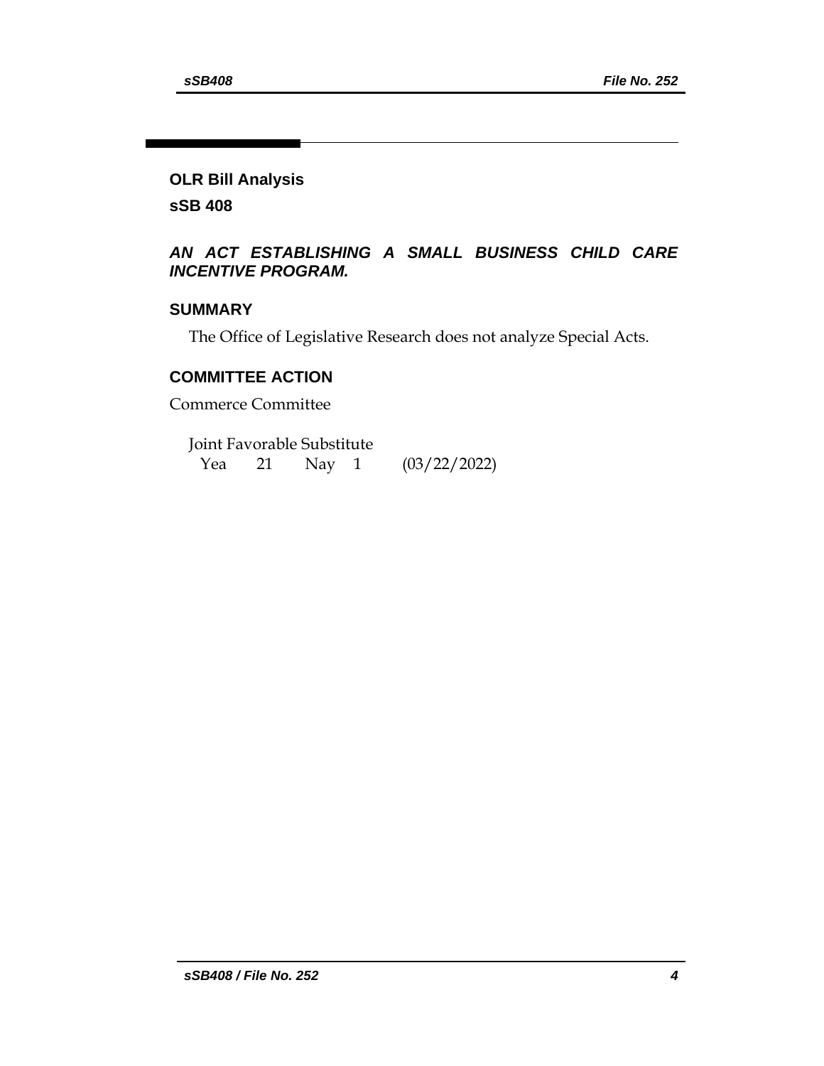## OLR Bill Analysis

**sSB 408**

***AN ACT ESTABLISHING A SMALL BUSINESS CHILD CARE INCENTIVE PROGRAM.***

### SUMMARY

The Office of Legislative Research does not analyze Special Acts.

### COMMITTEE ACTION

Commerce Committee

Joint Favorable Substitute

| | | | | |
|---|---|---|---|---|
| Yea | 21 | Nay | 1 | (03/22/2022) |